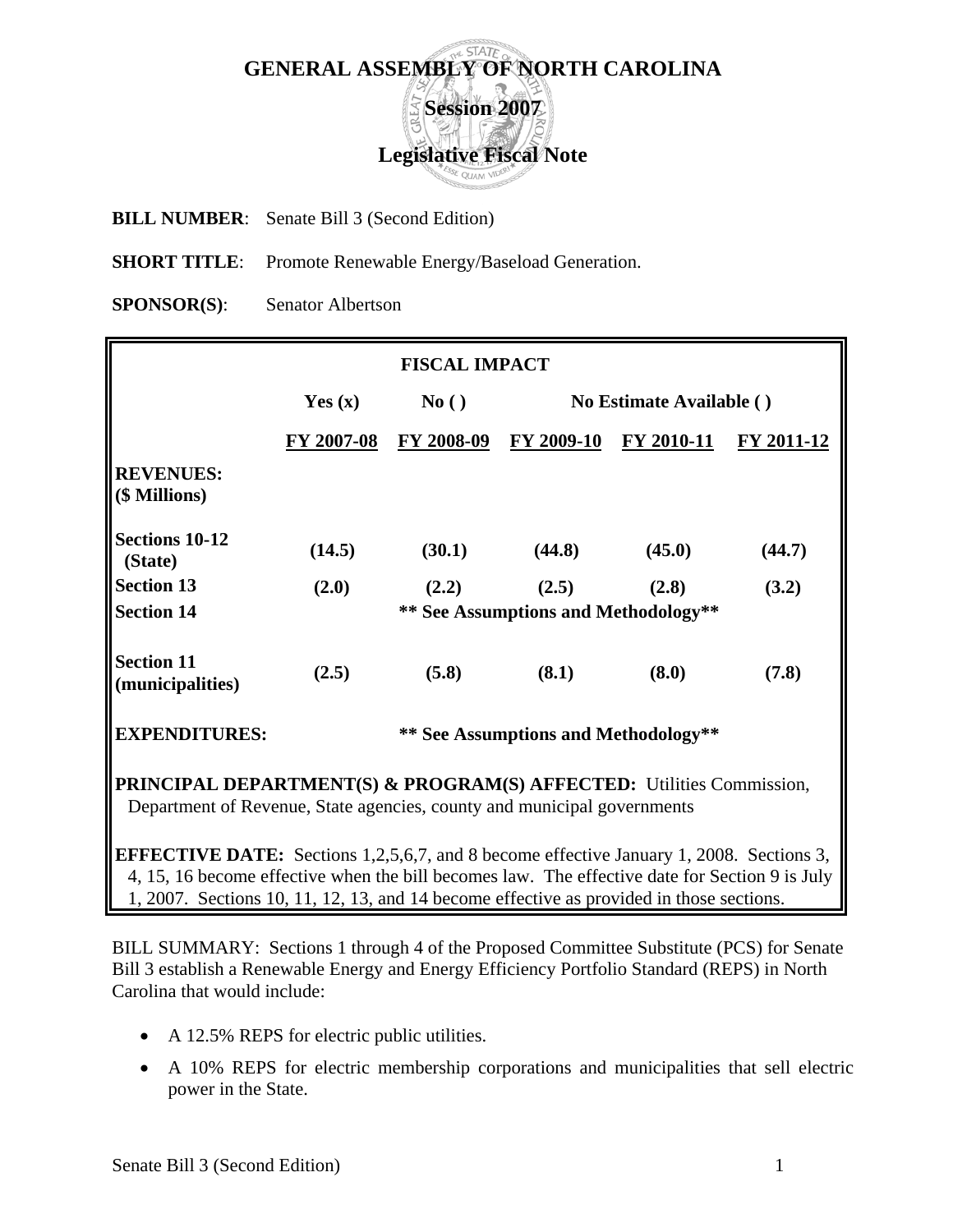# GENERAL ASSEMBLY OF NORTH CAROLINA

## Session 2007

## Legislative Fiscal Note

**BILL NUMBER**: Senate Bill 3 (Second Edition)

**SHORT TITLE**: Promote Renewable Energy/Baseload Generation.

**SPONSOR(S)**: Senator Albertson

| FISCAL IMPACT | | | | | |
|---|---|---|---|---|---|
| | **Yes (x)** | **No ( )** | **No Estimate Available ( )** | | |
| | **FY 2007-08** | **FY 2008-09** | **FY 2009-10** | **FY 2010-11** | **FY 2011-12** |
| **REVENUES: ($ Millions)** | | | | | |
| **Sections 10-12 (State)** | **(14.5)** | **(30.1)** | **(44.8)** | **(45.0)** | **(44.7)** |
| **Section 13** | **(2.0)** | **(2.2)** | **(2.5)** | **(2.8)** | **(3.2)** |
| **Section 14** | **\*\* See Assumptions and Methodology\*\*** | | | | |
| **Section 11 (municipalities)** | **(2.5)** | **(5.8)** | **(8.1)** | **(8.0)** | **(7.8)** |
| **EXPENDITURES:** | **\*\* See Assumptions and Methodology\*\*** | | | | |

**PRINCIPAL DEPARTMENT(S) & PROGRAM(S) AFFECTED:** Utilities Commission, Department of Revenue, State agencies, county and municipal governments

**EFFECTIVE DATE:** Sections 1,2,5,6,7, and 8 become effective January 1, 2008. Sections 3, 4, 15, 16 become effective when the bill becomes law. The effective date for Section 9 is July 1, 2007. Sections 10, 11, 12, 13, and 14 become effective as provided in those sections.

BILL SUMMARY: Sections 1 through 4 of the Proposed Committee Substitute (PCS) for Senate Bill 3 establish a Renewable Energy and Energy Efficiency Portfolio Standard (REPS) in North Carolina that would include:

- A 12.5% REPS for electric public utilities.
- A 10% REPS for electric membership corporations and municipalities that sell electric power in the State.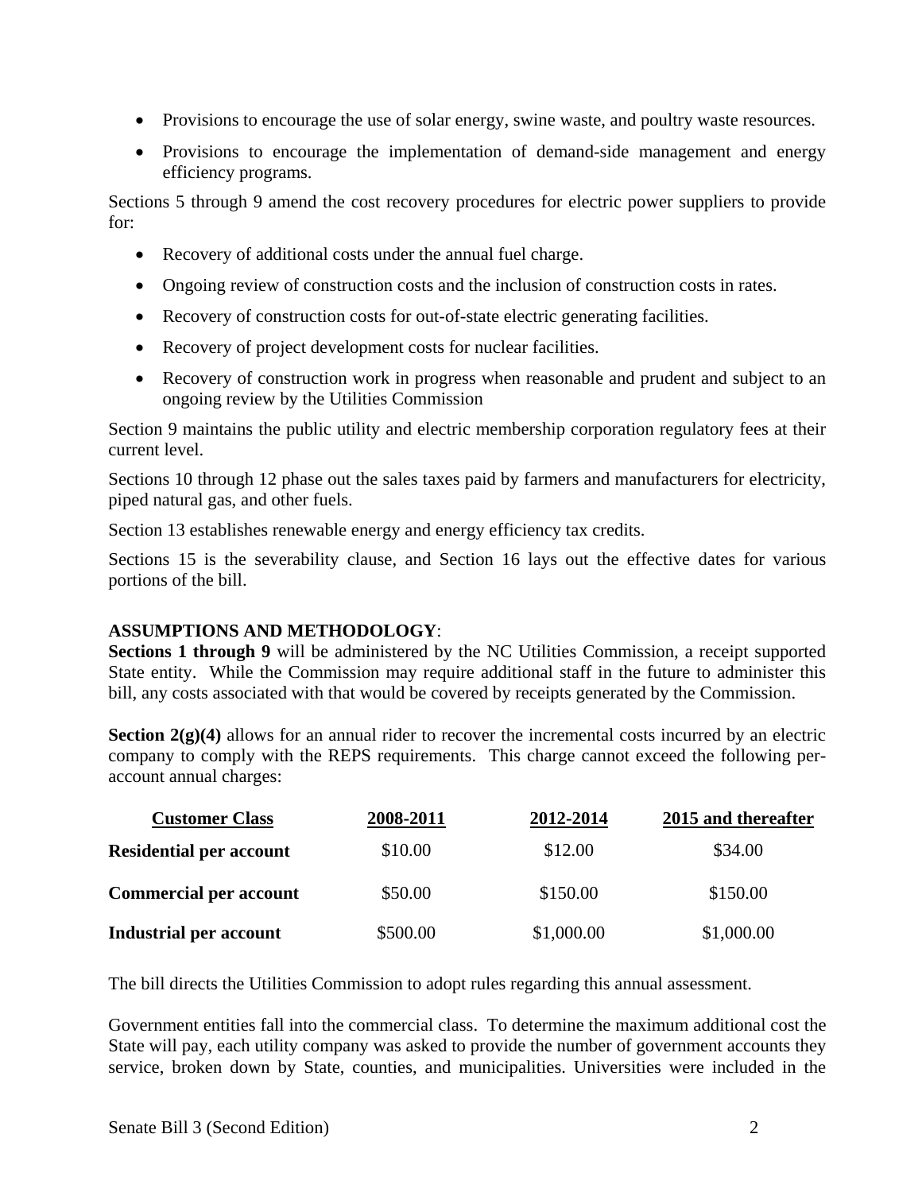- Provisions to encourage the use of solar energy, swine waste, and poultry waste resources.
- Provisions to encourage the implementation of demand-side management and energy efficiency programs.

Sections 5 through 9 amend the cost recovery procedures for electric power suppliers to provide for:

- Recovery of additional costs under the annual fuel charge.
- Ongoing review of construction costs and the inclusion of construction costs in rates.
- Recovery of construction costs for out-of-state electric generating facilities.
- Recovery of project development costs for nuclear facilities.
- Recovery of construction work in progress when reasonable and prudent and subject to an ongoing review by the Utilities Commission

Section 9 maintains the public utility and electric membership corporation regulatory fees at their current level.

Sections 10 through 12 phase out the sales taxes paid by farmers and manufacturers for electricity, piped natural gas, and other fuels.

Section 13 establishes renewable energy and energy efficiency tax credits.

Sections 15 is the severability clause, and Section 16 lays out the effective dates for various portions of the bill.

**ASSUMPTIONS AND METHODOLOGY**:

**Sections 1 through 9** will be administered by the NC Utilities Commission, a receipt supported State entity. While the Commission may require additional staff in the future to administer this bill, any costs associated with that would be covered by receipts generated by the Commission.

**Section 2(g)(4)** allows for an annual rider to recover the incremental costs incurred by an electric company to comply with the REPS requirements. This charge cannot exceed the following per-account annual charges:

| Customer Class | 2008-2011 | 2012-2014 | 2015 and thereafter |
|---|---|---|---|
| **Residential per account** | \$10.00 | \$12.00 | \$34.00 |
| **Commercial per account** | \$50.00 | \$150.00 | \$150.00 |
| **Industrial per account** | \$500.00 | \$1,000.00 | \$1,000.00 |

The bill directs the Utilities Commission to adopt rules regarding this annual assessment.

Government entities fall into the commercial class. To determine the maximum additional cost the State will pay, each utility company was asked to provide the number of government accounts they service, broken down by State, counties, and municipalities. Universities were included in the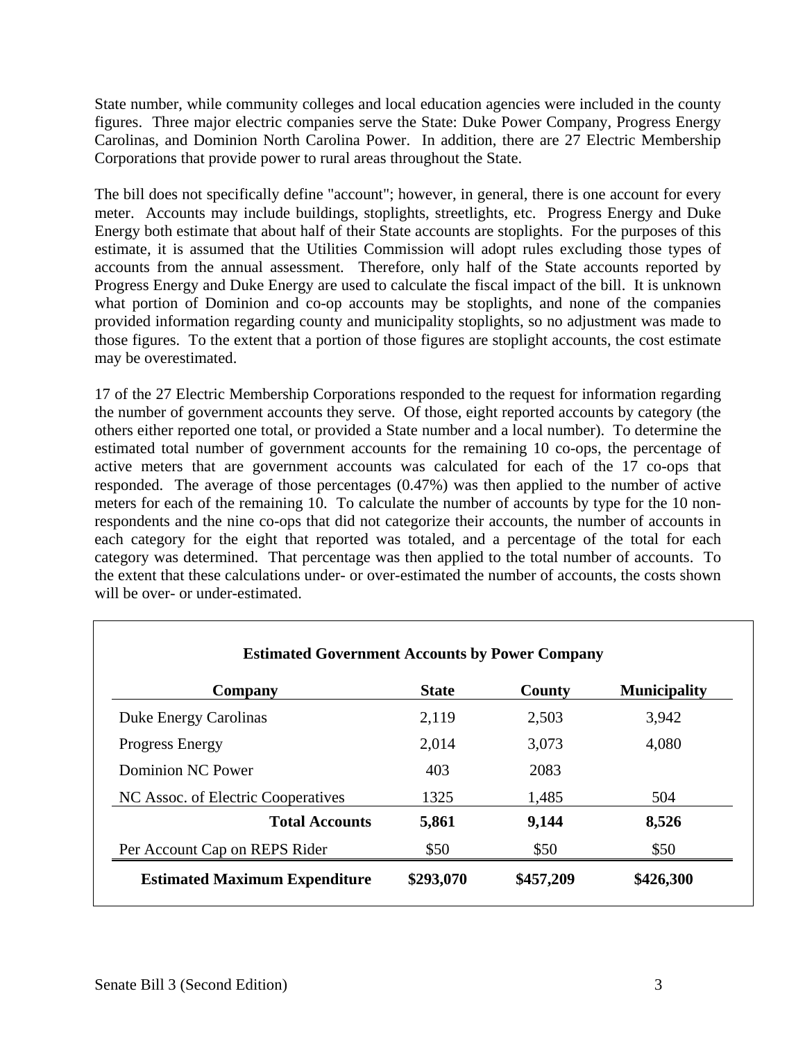State number, while community colleges and local education agencies were included in the county figures. Three major electric companies serve the State: Duke Power Company, Progress Energy Carolinas, and Dominion North Carolina Power. In addition, there are 27 Electric Membership Corporations that provide power to rural areas throughout the State.

The bill does not specifically define "account"; however, in general, there is one account for every meter. Accounts may include buildings, stoplights, streetlights, etc. Progress Energy and Duke Energy both estimate that about half of their State accounts are stoplights. For the purposes of this estimate, it is assumed that the Utilities Commission will adopt rules excluding those types of accounts from the annual assessment. Therefore, only half of the State accounts reported by Progress Energy and Duke Energy are used to calculate the fiscal impact of the bill. It is unknown what portion of Dominion and co-op accounts may be stoplights, and none of the companies provided information regarding county and municipality stoplights, so no adjustment was made to those figures. To the extent that a portion of those figures are stoplight accounts, the cost estimate may be overestimated.

17 of the 27 Electric Membership Corporations responded to the request for information regarding the number of government accounts they serve. Of those, eight reported accounts by category (the others either reported one total, or provided a State number and a local number). To determine the estimated total number of government accounts for the remaining 10 co-ops, the percentage of active meters that are government accounts was calculated for each of the 17 co-ops that responded. The average of those percentages (0.47%) was then applied to the number of active meters for each of the remaining 10. To calculate the number of accounts by type for the 10 non-respondents and the nine co-ops that did not categorize their accounts, the number of accounts in each category for the eight that reported was totaled, and a percentage of the total for each category was determined. That percentage was then applied to the total number of accounts. To the extent that these calculations under- or over-estimated the number of accounts, the costs shown will be over- or under-estimated.

**Estimated Government Accounts by Power Company**

| Company | State | County | Municipality |
|---|---|---|---|
| Duke Energy Carolinas | 2,119 | 2,503 | 3,942 |
| Progress Energy | 2,014 | 3,073 | 4,080 |
| Dominion NC Power | 403 | 2083 | |
| NC Assoc. of Electric Cooperatives | 1325 | 1,485 | 504 |
| **Total Accounts** | **5,861** | **9,144** | **8,526** |
| Per Account Cap on REPS Rider | $50 | $50 | $50 |
| **Estimated Maximum Expenditure** | **$293,070** | **$457,209** | **$426,300** |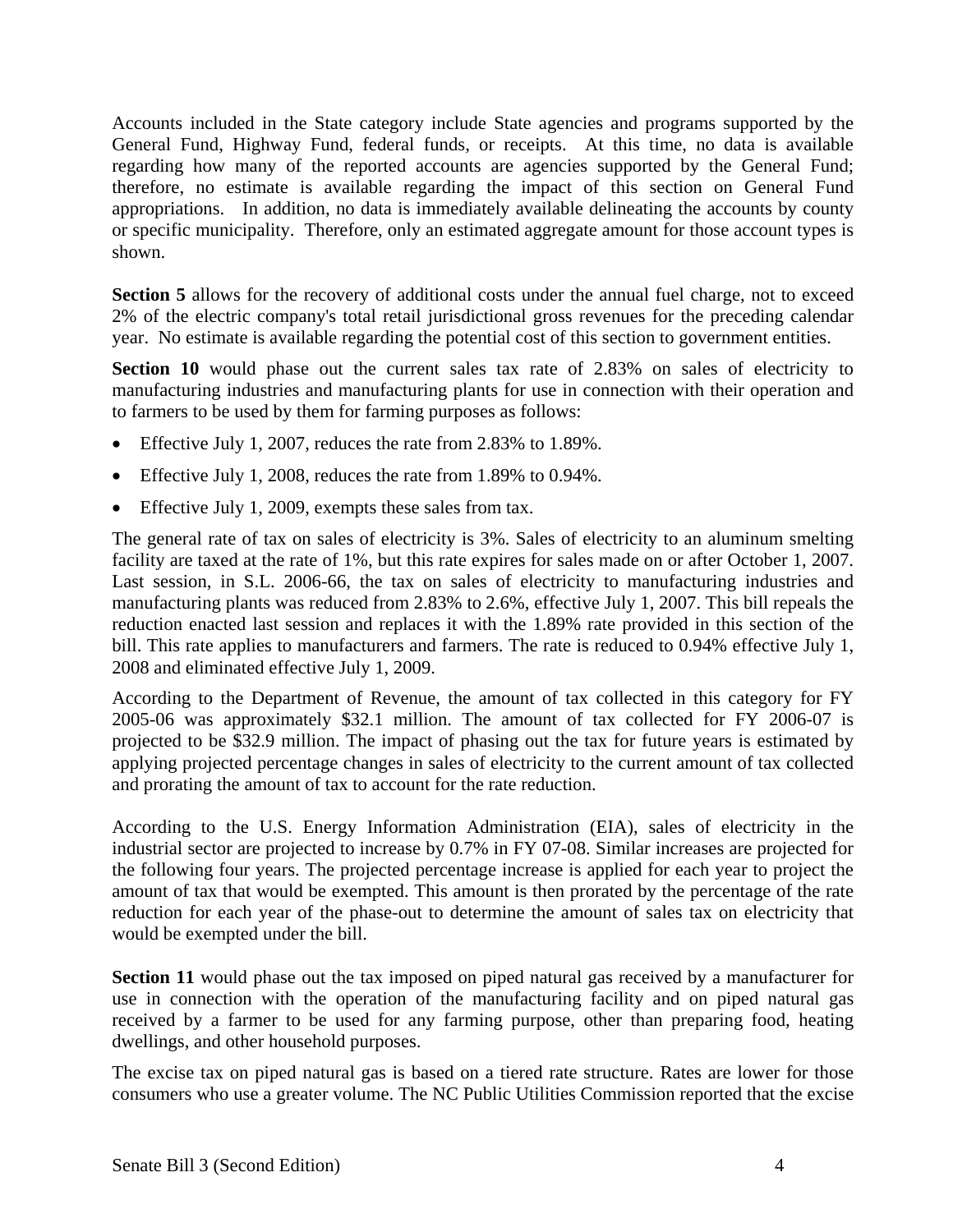Accounts included in the State category include State agencies and programs supported by the General Fund, Highway Fund, federal funds, or receipts. At this time, no data is available regarding how many of the reported accounts are agencies supported by the General Fund; therefore, no estimate is available regarding the impact of this section on General Fund appropriations. In addition, no data is immediately available delineating the accounts by county or specific municipality. Therefore, only an estimated aggregate amount for those account types is shown.

**Section 5** allows for the recovery of additional costs under the annual fuel charge, not to exceed 2% of the electric company's total retail jurisdictional gross revenues for the preceding calendar year. No estimate is available regarding the potential cost of this section to government entities.

**Section 10** would phase out the current sales tax rate of 2.83% on sales of electricity to manufacturing industries and manufacturing plants for use in connection with their operation and to farmers to be used by them for farming purposes as follows:

- Effective July 1, 2007, reduces the rate from 2.83% to 1.89%.
- Effective July 1, 2008, reduces the rate from 1.89% to 0.94%.
- Effective July 1, 2009, exempts these sales from tax.

The general rate of tax on sales of electricity is 3%. Sales of electricity to an aluminum smelting facility are taxed at the rate of 1%, but this rate expires for sales made on or after October 1, 2007. Last session, in S.L. 2006-66, the tax on sales of electricity to manufacturing industries and manufacturing plants was reduced from 2.83% to 2.6%, effective July 1, 2007. This bill repeals the reduction enacted last session and replaces it with the 1.89% rate provided in this section of the bill. This rate applies to manufacturers and farmers. The rate is reduced to 0.94% effective July 1, 2008 and eliminated effective July 1, 2009.

According to the Department of Revenue, the amount of tax collected in this category for FY 2005-06 was approximately $32.1 million. The amount of tax collected for FY 2006-07 is projected to be $32.9 million. The impact of phasing out the tax for future years is estimated by applying projected percentage changes in sales of electricity to the current amount of tax collected and prorating the amount of tax to account for the rate reduction.

According to the U.S. Energy Information Administration (EIA), sales of electricity in the industrial sector are projected to increase by 0.7% in FY 07-08. Similar increases are projected for the following four years. The projected percentage increase is applied for each year to project the amount of tax that would be exempted. This amount is then prorated by the percentage of the rate reduction for each year of the phase-out to determine the amount of sales tax on electricity that would be exempted under the bill.

**Section 11** would phase out the tax imposed on piped natural gas received by a manufacturer for use in connection with the operation of the manufacturing facility and on piped natural gas received by a farmer to be used for any farming purpose, other than preparing food, heating dwellings, and other household purposes.

The excise tax on piped natural gas is based on a tiered rate structure. Rates are lower for those consumers who use a greater volume. The NC Public Utilities Commission reported that the excise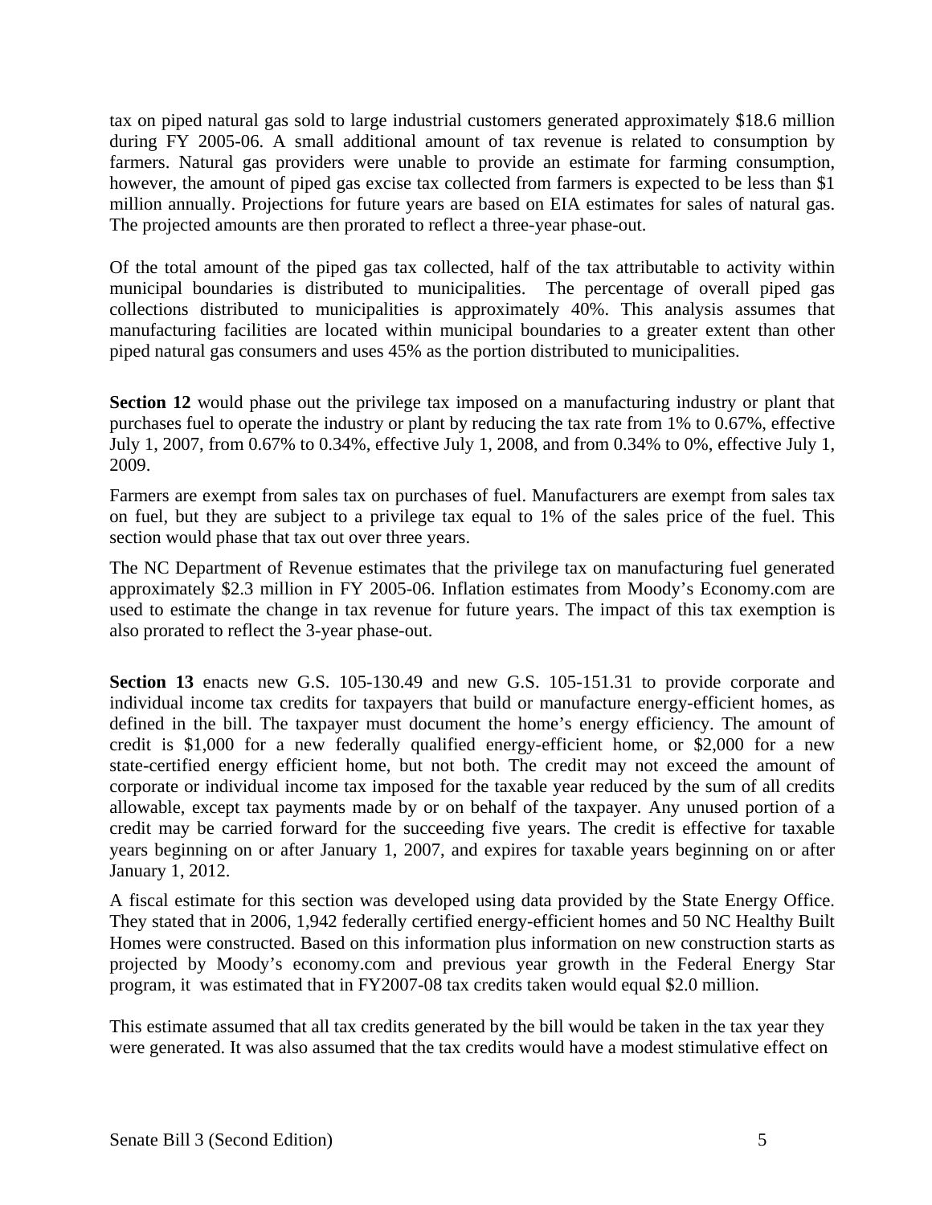tax on piped natural gas sold to large industrial customers generated approximately $18.6 million during FY 2005-06. A small additional amount of tax revenue is related to consumption by farmers. Natural gas providers were unable to provide an estimate for farming consumption, however, the amount of piped gas excise tax collected from farmers is expected to be less than $1 million annually. Projections for future years are based on EIA estimates for sales of natural gas. The projected amounts are then prorated to reflect a three-year phase-out.

Of the total amount of the piped gas tax collected, half of the tax attributable to activity within municipal boundaries is distributed to municipalities. The percentage of overall piped gas collections distributed to municipalities is approximately 40%. This analysis assumes that manufacturing facilities are located within municipal boundaries to a greater extent than other piped natural gas consumers and uses 45% as the portion distributed to municipalities.

**Section 12** would phase out the privilege tax imposed on a manufacturing industry or plant that purchases fuel to operate the industry or plant by reducing the tax rate from 1% to 0.67%, effective July 1, 2007, from 0.67% to 0.34%, effective July 1, 2008, and from 0.34% to 0%, effective July 1, 2009.

Farmers are exempt from sales tax on purchases of fuel. Manufacturers are exempt from sales tax on fuel, but they are subject to a privilege tax equal to 1% of the sales price of the fuel. This section would phase that tax out over three years.

The NC Department of Revenue estimates that the privilege tax on manufacturing fuel generated approximately $2.3 million in FY 2005-06. Inflation estimates from Moody's Economy.com are used to estimate the change in tax revenue for future years. The impact of this tax exemption is also prorated to reflect the 3-year phase-out.

**Section 13** enacts new G.S. 105-130.49 and new G.S. 105-151.31 to provide corporate and individual income tax credits for taxpayers that build or manufacture energy-efficient homes, as defined in the bill. The taxpayer must document the home's energy efficiency. The amount of credit is $1,000 for a new federally qualified energy-efficient home, or $2,000 for a new state-certified energy efficient home, but not both. The credit may not exceed the amount of corporate or individual income tax imposed for the taxable year reduced by the sum of all credits allowable, except tax payments made by or on behalf of the taxpayer. Any unused portion of a credit may be carried forward for the succeeding five years. The credit is effective for taxable years beginning on or after January 1, 2007, and expires for taxable years beginning on or after January 1, 2012.

A fiscal estimate for this section was developed using data provided by the State Energy Office. They stated that in 2006, 1,942 federally certified energy-efficient homes and 50 NC Healthy Built Homes were constructed. Based on this information plus information on new construction starts as projected by Moody's economy.com and previous year growth in the Federal Energy Star program, it was estimated that in FY2007-08 tax credits taken would equal $2.0 million.

This estimate assumed that all tax credits generated by the bill would be taken in the tax year they were generated. It was also assumed that the tax credits would have a modest stimulative effect on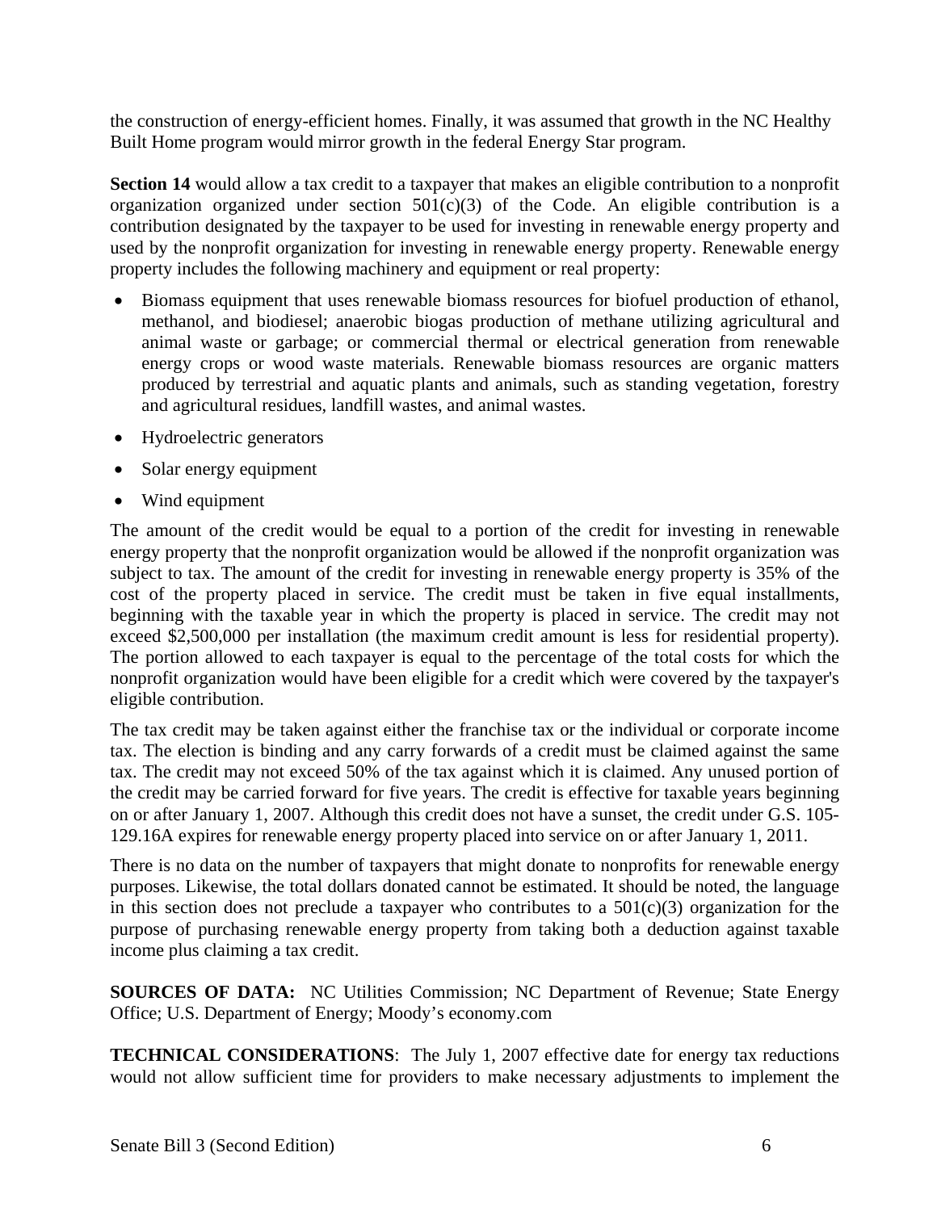the construction of energy-efficient homes. Finally, it was assumed that growth in the NC Healthy Built Home program would mirror growth in the federal Energy Star program.

**Section 14** would allow a tax credit to a taxpayer that makes an eligible contribution to a nonprofit organization organized under section 501(c)(3) of the Code. An eligible contribution is a contribution designated by the taxpayer to be used for investing in renewable energy property and used by the nonprofit organization for investing in renewable energy property. Renewable energy property includes the following machinery and equipment or real property:

- Biomass equipment that uses renewable biomass resources for biofuel production of ethanol, methanol, and biodiesel; anaerobic biogas production of methane utilizing agricultural and animal waste or garbage; or commercial thermal or electrical generation from renewable energy crops or wood waste materials. Renewable biomass resources are organic matters produced by terrestrial and aquatic plants and animals, such as standing vegetation, forestry and agricultural residues, landfill wastes, and animal wastes.
- Hydroelectric generators
- Solar energy equipment
- Wind equipment

The amount of the credit would be equal to a portion of the credit for investing in renewable energy property that the nonprofit organization would be allowed if the nonprofit organization was subject to tax. The amount of the credit for investing in renewable energy property is 35% of the cost of the property placed in service. The credit must be taken in five equal installments, beginning with the taxable year in which the property is placed in service. The credit may not exceed $2,500,000 per installation (the maximum credit amount is less for residential property). The portion allowed to each taxpayer is equal to the percentage of the total costs for which the nonprofit organization would have been eligible for a credit which were covered by the taxpayer's eligible contribution.

The tax credit may be taken against either the franchise tax or the individual or corporate income tax. The election is binding and any carry forwards of a credit must be claimed against the same tax. The credit may not exceed 50% of the tax against which it is claimed. Any unused portion of the credit may be carried forward for five years. The credit is effective for taxable years beginning on or after January 1, 2007. Although this credit does not have a sunset, the credit under G.S. 105-129.16A expires for renewable energy property placed into service on or after January 1, 2011.

There is no data on the number of taxpayers that might donate to nonprofits for renewable energy purposes. Likewise, the total dollars donated cannot be estimated. It should be noted, the language in this section does not preclude a taxpayer who contributes to a 501(c)(3) organization for the purpose of purchasing renewable energy property from taking both a deduction against taxable income plus claiming a tax credit.

**SOURCES OF DATA:** NC Utilities Commission; NC Department of Revenue; State Energy Office; U.S. Department of Energy; Moody's economy.com

**TECHNICAL CONSIDERATIONS**: The July 1, 2007 effective date for energy tax reductions would not allow sufficient time for providers to make necessary adjustments to implement the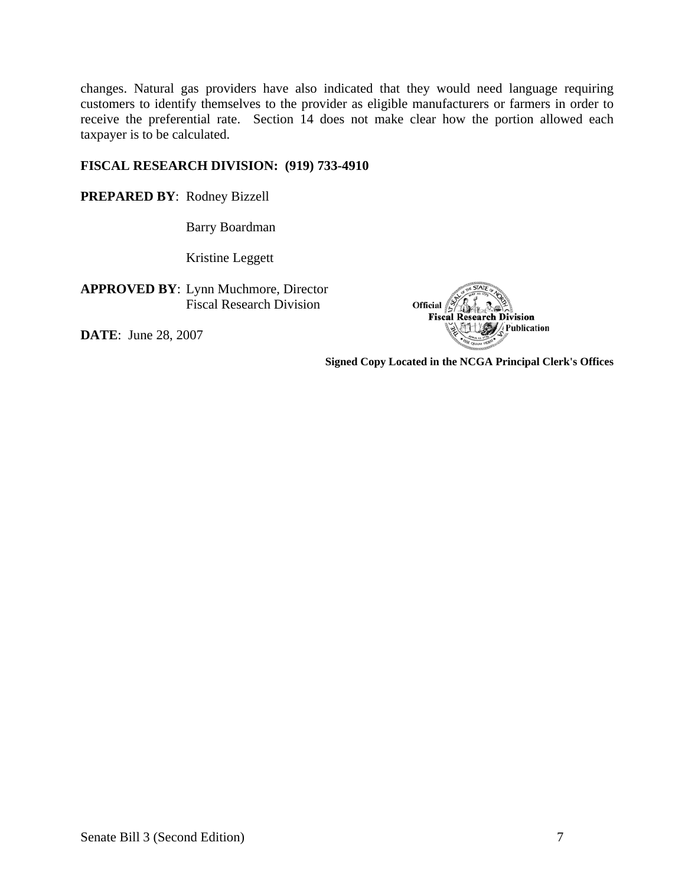changes. Natural gas providers have also indicated that they would need language requiring customers to identify themselves to the provider as eligible manufacturers or farmers in order to receive the preferential rate. Section 14 does not make clear how the portion allowed each taxpayer is to be calculated.

**FISCAL RESEARCH DIVISION: (919) 733-4910**

**PREPARED BY**: Rodney Bizzell

Barry Boardman

Kristine Leggett

**APPROVED BY**: Lynn Muchmore, Director
Fiscal Research Division

**DATE**: June 28, 2007

Official Fiscal Research Division Publication

**Signed Copy Located in the NCGA Principal Clerk's Offices**